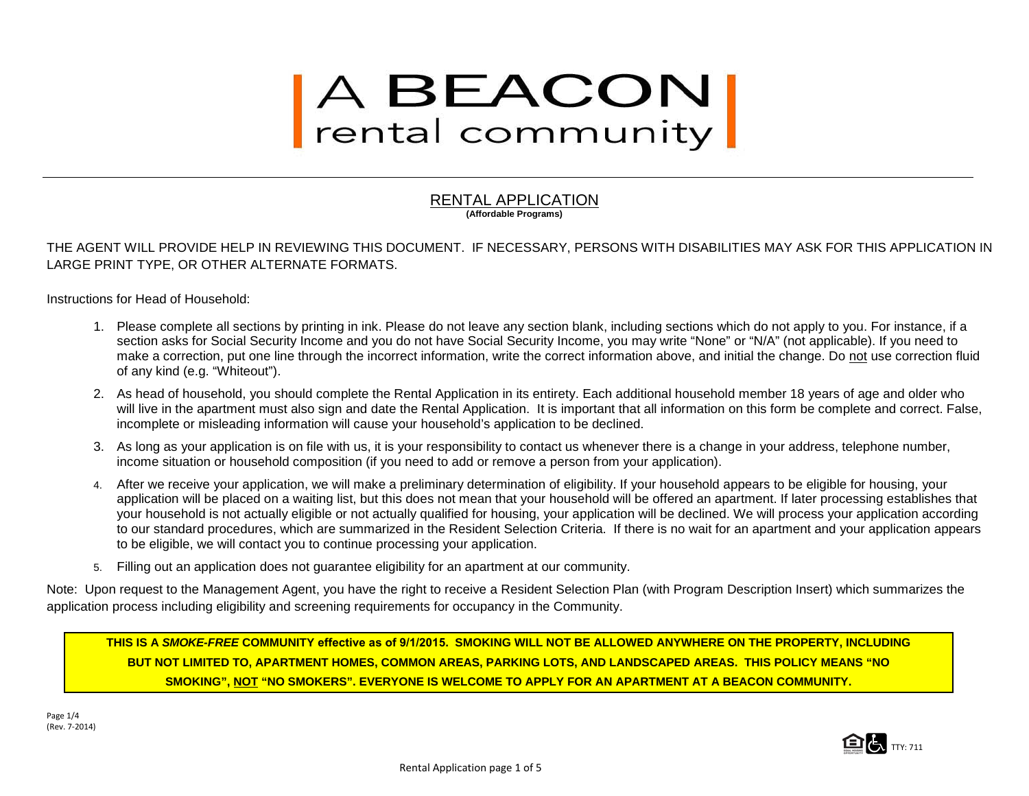# A BEACON rental community

## RENTAL APPLICATION

**(Affordable Programs)**

THE AGENT WILL PROVIDE HELP IN REVIEWING THIS DOCUMENT. IF NECESSARY, PERSONS WITH DISABILITIES MAY ASK FOR THIS APPLICATION IN LARGE PRINT TYPE, OR OTHER ALTERNATE FORMATS.

Instructions for Head of Household:

1. Please complete all sections by printing in ink. Please do not leave any section blank, including sections which do not apply to you. For instance, if a section asks for Social Security Income and you do not have Social Security Income, you may write "None" or "N/A" (not applicable). If you need to make a correction, put one line through the incorrect information, write the correct information above, and initial the change. Do not use correction fluid of any kind (e.g. "Whiteout").
2. As head of household, you should complete the Rental Application in its entirety. Each additional household member 18 years of age and older who will live in the apartment must also sign and date the Rental Application. It is important that all information on this form be complete and correct. False, incomplete or misleading information will cause your household's application to be declined.
3. As long as your application is on file with us, it is your responsibility to contact us whenever there is a change in your address, telephone number, income situation or household composition (if you need to add or remove a person from your application).
4. After we receive your application, we will make a preliminary determination of eligibility. If your household appears to be eligible for housing, your application will be placed on a waiting list, but this does not mean that your household will be offered an apartment. If later processing establishes that your household is not actually eligible or not actually qualified for housing, your application will be declined. We will process your application according to our standard procedures, which are summarized in the Resident Selection Criteria. If there is no wait for an apartment and your application appears to be eligible, we will contact you to continue processing your application.
5. Filling out an application does not guarantee eligibility for an apartment at our community.

Note: Upon request to the Management Agent, you have the right to receive a Resident Selection Plan (with Program Description Insert) which summarizes the application process including eligibility and screening requirements for occupancy in the Community.

**THIS IS A *SMOKE-FREE* COMMUNITY effective as of 9/1/2015. SMOKING WILL NOT BE ALLOWED ANYWHERE ON THE PROPERTY, INCLUDING BUT NOT LIMITED TO, APARTMENT HOMES, COMMON AREAS, PARKING LOTS, AND LANDSCAPED AREAS. THIS POLICY MEANS "NO SMOKING", NOT "NO SMOKERS". EVERYONE IS WELCOME TO APPLY FOR AN APARTMENT AT A BEACON COMMUNITY.**

(Rev. 7-2014)

TTY: 711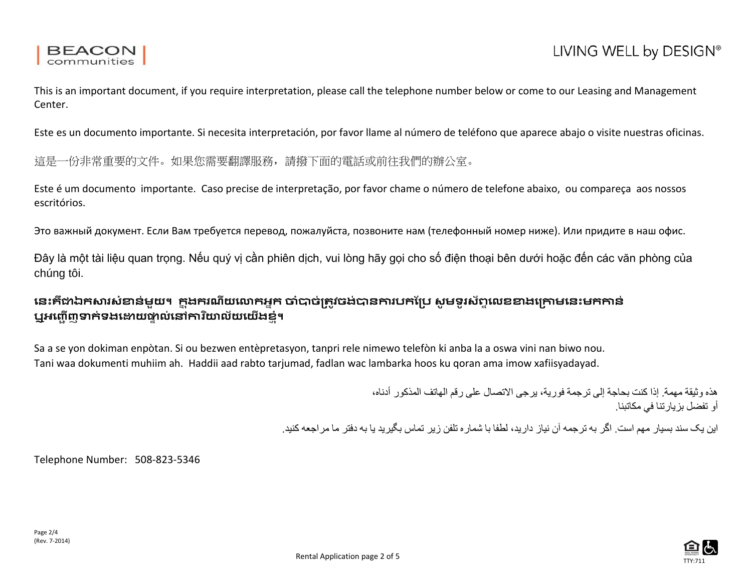This is an important document, if you require interpretation, please call the telephone number below or come to our Leasing and Management Center.

Este es un documento importante. Si necesita interpretación, por favor llame al número de teléfono que aparece abajo o visite nuestras oficinas.

這是一份非常重要的文件。如果您需要翻譯服務，請撥下面的電話或前往我們的辦公室。

Este é um documento  importante.  Caso precise de interpretação, por favor chame o número de telefone abaixo,  ou compareça  aos nossos escritórios.

Это важный документ. Если Вам требуется перевод, пожалуйста, позвоните нам (телефонный номер ниже). Или придите в наш офис.

Đây là một tài liệu quan trọng. Nếu quý vị cần phiên dịch, vui lòng hãy gọi cho số điện thoại bên dưới hoặc đến các văn phòng của chúng tôi.

**នេះគឺជាឯកសារសំខាន់មួយ។ ក្នុងករណីយលោកអ្នក ចាំបាច់ត្រូវចង់បានការបកប្រែ សូមទូរស័ព្ទលេខខាងក្រោមនេះមកកាន់ ឬអញ្ជើញទាក់ទងដោយផ្ទាល់នៅការិយាល័យយើងខ្ញុំ។**

Sa a se yon dokiman enpòtan. Si ou bezwen entèpretasyon, tanpri rele nimewo telefòn ki anba la a oswa vini nan biwo nou.
Tani waa dokumenti muhiim ah.  Haddii aad rabto tarjumad, fadlan wac lambarka hoos ku qoran ama imow xafiisyadayad.

هذه وثيقة مهمة. إذا كنت بحاجة إلى ترجمة فورية، يرجى الاتصال على رقم الهاتف المذكور أدناه،
أو تفضل بزيارتنا في مكاتبنا.

این یک سند بسیار مهم است. اگر به ترجمه آن نیاز دارید، لطفا با شماره تلفن زیر تماس بگیرید یا به دفتر ما مراجعه کنید.

Telephone Number:   508-823-5346

Page 2/4
(Rev. 7-2014)

TTY:711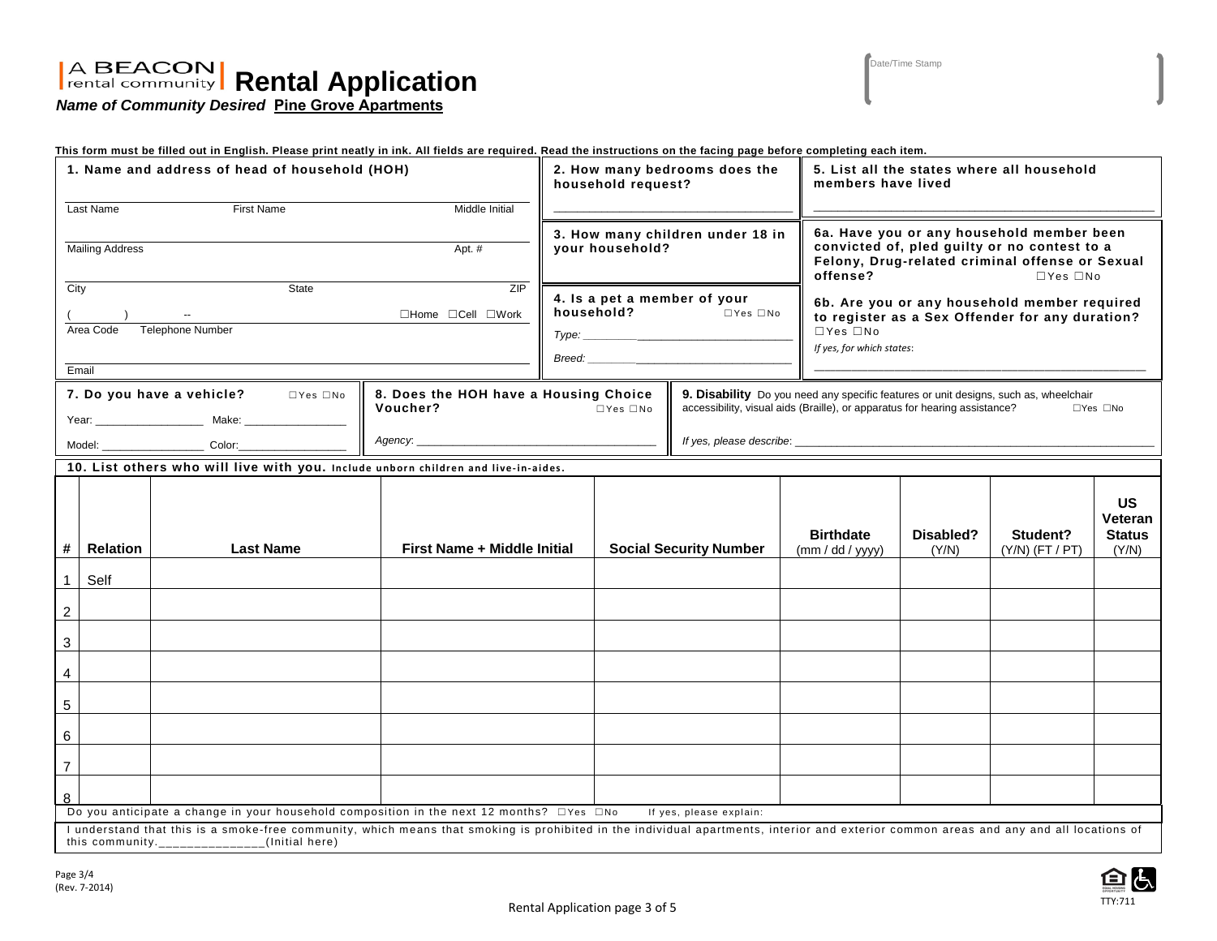# A BEACON rental community | Rental Application

***Name of Community Desired*** **Pine Grove Apartments**

Date/Time Stamp

**This form must be filled out in English. Please print neatly in ink. All fields are required. Read the instructions on the facing page before completing each item.**

**1. Name and address of head of household (HOH)**

Last Name ______ First Name ______ Middle Initial ______

Mailing Address ______ Apt. # ______

City ______ State ______ ZIP ______

( ) -- ☐Home ☐Cell ☐Work

Area Code Telephone Number

Email ______

**2. How many bedrooms does the household request?**

______

**3. How many children under 18 in your household?**

**4. Is a pet a member of your household?** ☐Yes ☐No

*Type:* ______

*Breed:* ______

**5. List all the states where all household members have lived**

______

**6a. Have you or any household member been convicted of, pled guilty or no contest to a Felony, Drug-related criminal offense or Sexual offense?** ☐Yes ☐No

**6b. Are you or any household member required to register as a Sex Offender for any duration?** ☐Yes ☐No

*If yes, for which states*:

______

**7. Do you have a vehicle?** ☐Yes ☐No

Year: ______ Make: ______

Model: ______ Color: ______

**8. Does the HOH have a Housing Choice Voucher?** ☐Yes ☐No

*Agency*: ______

**9. Disability** Do you need any specific features or unit designs, such as, wheelchair accessibility, visual aids (Braille), or apparatus for hearing assistance? ☐Yes ☐No

*If yes, please describe*: ______

**10. List others who will live with you. Include unborn children and live-in-aides.**

| # | Relation | Last Name | First Name + Middle Initial | Social Security Number | Birthdate (mm / dd / yyyy) | Disabled? (Y/N) | Student? (Y/N) (FT / PT) | US Veteran Status (Y/N) |
|---|---|---|---|---|---|---|---|---|
| 1 | Self | | | | | | | |
| 2 | | | | | | | | |
| 3 | | | | | | | | |
| 4 | | | | | | | | |
| 5 | | | | | | | | |
| 6 | | | | | | | | |
| 7 | | | | | | | | |
| 8 | | | | | | | | |

Do you anticipate a change in your household composition in the next 12 months? ☐Yes ☐No If yes, please explain:

I understand that this is a smoke-free community, which means that smoking is prohibited in the individual apartments, interior and exterior common areas and any and all locations of this community.______________(Initial here)

Page 3/4
(Rev. 7-2014)

TTY:711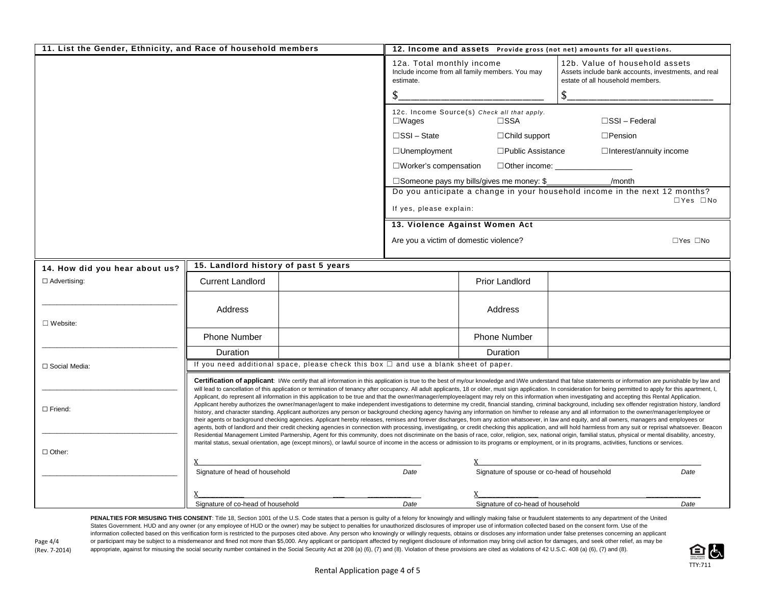## 11. List the Gender, Ethnicity, and Race of household members

## 12. Income and assets Provide gross (not net) amounts for all questions.

**12a. Total monthly income**
Include income from all family members. You may estimate.

$_________________________

**12b. Value of household assets**
Assets include bank accounts, investments, and real estate of all household members.

$_________________________

**12c. Income Source(s)** *Check all that apply.*

☐Wages ☐SSA ☐SSI – Federal

☐SSI – State ☐Child support ☐Pension

☐Unemployment ☐Public Assistance ☐Interest/annuity income

☐Worker's compensation ☐Other income: _________________

☐Someone pays my bills/gives me money: $_____________/month

Do you anticipate a change in your household income in the next 12 months? ☐Yes ☐No

If yes, please explain:

## 13. Violence Against Women Act

Are you a victim of domestic violence? ☐Yes ☐No

## 14. How did you hear about us?

☐ Advertising:

_________________________________

☐ Website:

_________________________________

☐ Social Media:

_________________________________

☐ Friend:

_________________________________

☐ Other:

_________________________________

## 15. Landlord history of past 5 years

| Current Landlord | | Prior Landlord | |
|---|---|---|---|
| Address | | Address | |
| Phone Number | | Phone Number | |
| Duration | | Duration | |

If you need additional space, please check this box ☐ and use a blank sheet of paper.

**Certification of applicant**: I/We certify that all information in this application is true to the best of my/our knowledge and I/We understand that false statements or information are punishable by law and will lead to cancellation of this application or termination of tenancy after occupancy. All adult applicants, 18 or older, must sign application. In consideration for being permitted to apply for this apartment, I, Applicant, do represent all information in this application to be true and that the owner/manager/employee/agent may rely on this information when investigating and accepting this Rental Application. Applicant hereby authorizes the owner/manager/agent to make independent investigations to determine my credit, financial standing, criminal background, including sex offender registration history, landlord history, and character standing. Applicant authorizes any person or background checking agency having any information on him/her to release any and all information to the owner/manager/employee or their agents or background checking agencies. Applicant hereby releases, remises and forever discharges, from any action whatsoever, in law and equity, and all owners, managers and employees or agents, both of landlord and their credit checking agencies in connection with processing, investigating, or credit checking this application, and will hold harmless from any suit or reprisal whatsoever. Beacon Residential Management Limited Partnership, Agent for this community, does not discriminate on the basis of race, color, religion, sex, national origin, familial status, physical or mental disability, ancestry, marital status, sexual orientation, age (except minors), or lawful source of income in the access or admission to its programs or employment, or in its programs, activities, functions or services.

X_______________________________________________
Signature of head of household                    Date

X_______________________________________________
Signature of spouse or co-head of household                    Date

X_______________________________________________
Signature of co-head of household                    Date

X_______________________________________________
Signature of co-head of household                    Date

**PENALTIES FOR MISUSING THIS CONSENT**: Title 18, Section 1001 of the U.S. Code states that a person is guilty of a felony for knowingly and willingly making false or fraudulent statements to any department of the United States Government. HUD and any owner (or any employee of HUD or the owner) may be subject to penalties for unauthorized disclosures of improper use of information collected based on the consent form. Use of the information collected based on this verification form is restricted to the purposes cited above. Any person who knowingly or willingly requests, obtains or discloses any information under false pretenses concerning an applicant or participant may be subject to a misdemeanor and fined not more than $5,000. Any applicant or participant affected by negligent disclosure of information may bring civil action for damages, and seek other relief, as may be appropriate, against for misusing the social security number contained in the Social Security Act at 208 (a) (6), (7) and (8). Violation of these provisions are cited as violations of 42 U.S.C. 408 (a) (6), (7) and (8).

(Rev. 7-2014)

TTY:711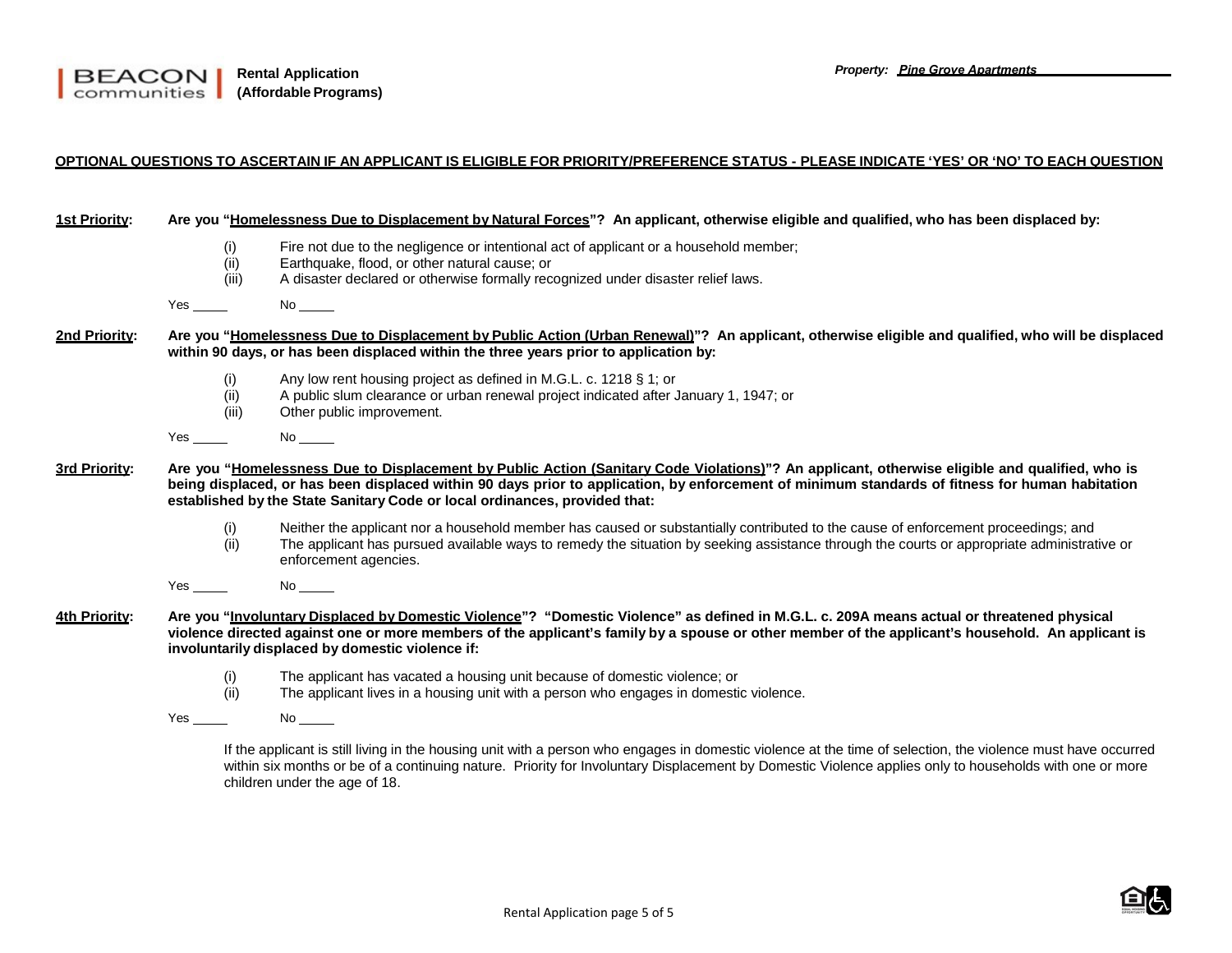BEACON communities | **Rental Application (Affordable Programs)**

***Property:*** ***Pine Grove Apartments***

**OPTIONAL QUESTIONS TO ASCERTAIN IF AN APPLICANT IS ELIGIBLE FOR PRIORITY/PREFERENCE STATUS - PLEASE INDICATE 'YES' OR 'NO' TO EACH QUESTION**

**1st Priority:** **Are you "Homelessness Due to Displacement by Natural Forces"? An applicant, otherwise eligible and qualified, who has been displaced by:**

- (i) Fire not due to the negligence or intentional act of applicant or a household member;
- (ii) Earthquake, flood, or other natural cause; or
- (iii) A disaster declared or otherwise formally recognized under disaster relief laws.

Yes _____ No _____

**2nd Priority:** **Are you "Homelessness Due to Displacement by Public Action (Urban Renewal)"? An applicant, otherwise eligible and qualified, who will be displaced within 90 days, or has been displaced within the three years prior to application by:**

- (i) Any low rent housing project as defined in M.G.L. c. 1218 § 1; or
- (ii) A public slum clearance or urban renewal project indicated after January 1, 1947; or
- (iii) Other public improvement.

Yes _____ No _____

**3rd Priority:** **Are you "Homelessness Due to Displacement by Public Action (Sanitary Code Violations)"? An applicant, otherwise eligible and qualified, who is being displaced, or has been displaced within 90 days prior to application, by enforcement of minimum standards of fitness for human habitation established by the State Sanitary Code or local ordinances, provided that:**

- (i) Neither the applicant nor a household member has caused or substantially contributed to the cause of enforcement proceedings; and
- (ii) The applicant has pursued available ways to remedy the situation by seeking assistance through the courts or appropriate administrative or enforcement agencies.

Yes _____ No _____

**4th Priority:** **Are you "Involuntary Displaced by Domestic Violence"? "Domestic Violence" as defined in M.G.L. c. 209A means actual or threatened physical violence directed against one or more members of the applicant's family by a spouse or other member of the applicant's household. An applicant is involuntarily displaced by domestic violence if:**

- (i) The applicant has vacated a housing unit because of domestic violence; or
- (ii) The applicant lives in a housing unit with a person who engages in domestic violence.

Yes _____ No _____

If the applicant is still living in the housing unit with a person who engages in domestic violence at the time of selection, the violence must have occurred within six months or be of a continuing nature. Priority for Involuntary Displacement by Domestic Violence applies only to households with one or more children under the age of 18.